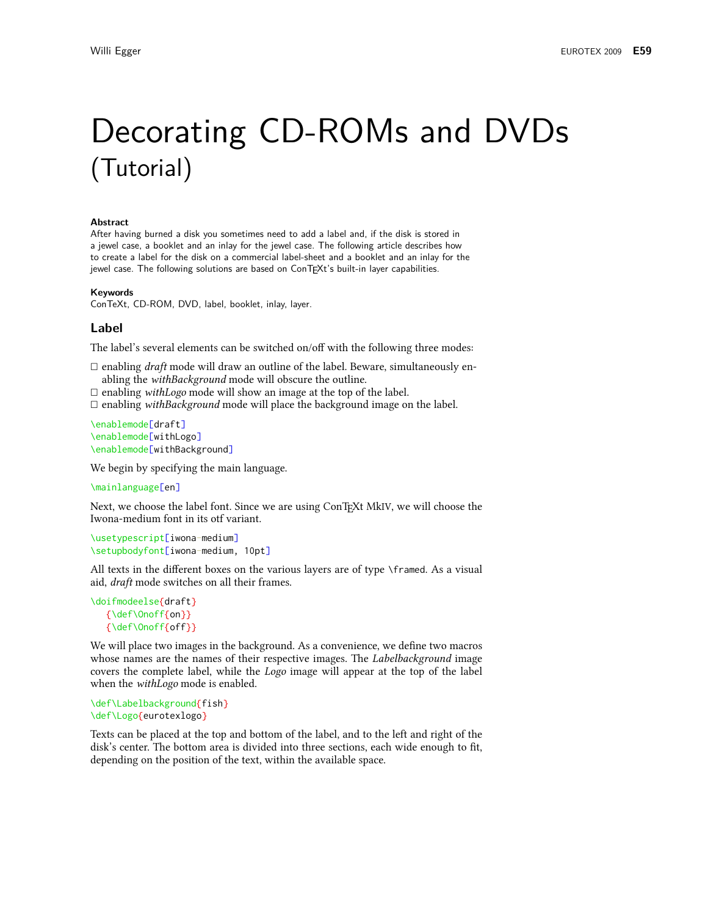# Decorating CD-ROMs and DVDs (Tutorial)

Willi Egger

### Abstract

After having burned a disk you sometimes need to add a label and, if the disk is stored in a jewel case, a booklet and an inlay for the jewel case. The following article describes how to create a label for the disk on a commercial label-sheet and a booklet and an inlay for the jewel case. The following solutions are based on ConTEXt's built-in layer capabilities.

### Keywords

ConTeXt, CD-ROM, DVD, label, booklet, inlay, layer.

## Label

The label's several elements can be switched on/off with the following three modes:

- enabling *draft* mode will draw an outline of the label. Beware, simultaneously enabling the *withBackground* mode will obscure the outline.
- enabling *withLogo* mode will show an image at the top of the label.
- enabling *withBackground* mode will place the background image on the label.

```
\enablemode[draft]
\enablemode[withLogo]
\enablemode[withBackground]
```

We begin by specifying the main language.

```
\mainlanguage[en]
```

Next, we choose the label font. Since we are using ConTEXt MkIV, we will choose the Iwona-medium font in its otf variant.

```
\usetypescript[iwona-medium]
\setupbodyfont[iwona-medium, 10pt]
```

All texts in the different boxes on the various layers are of type `\framed`. As a visual aid, *draft* mode switches on all their frames.

```
\doifmodeelse{draft}
   {\def\Onoff{on}}
   {\def\Onoff{off}}
```

We will place two images in the background. As a convenience, we define two macros whose names are the names of their respective images. The *Labelbackground* image covers the complete label, while the *Logo* image will appear at the top of the label when the *withLogo* mode is enabled.

```
\def\Labelbackground{fish}
\def\Logo{eurotexlogo}
```

Texts can be placed at the top and bottom of the label, and to the left and right of the disk's center. The bottom area is divided into three sections, each wide enough to fit, depending on the position of the text, within the available space.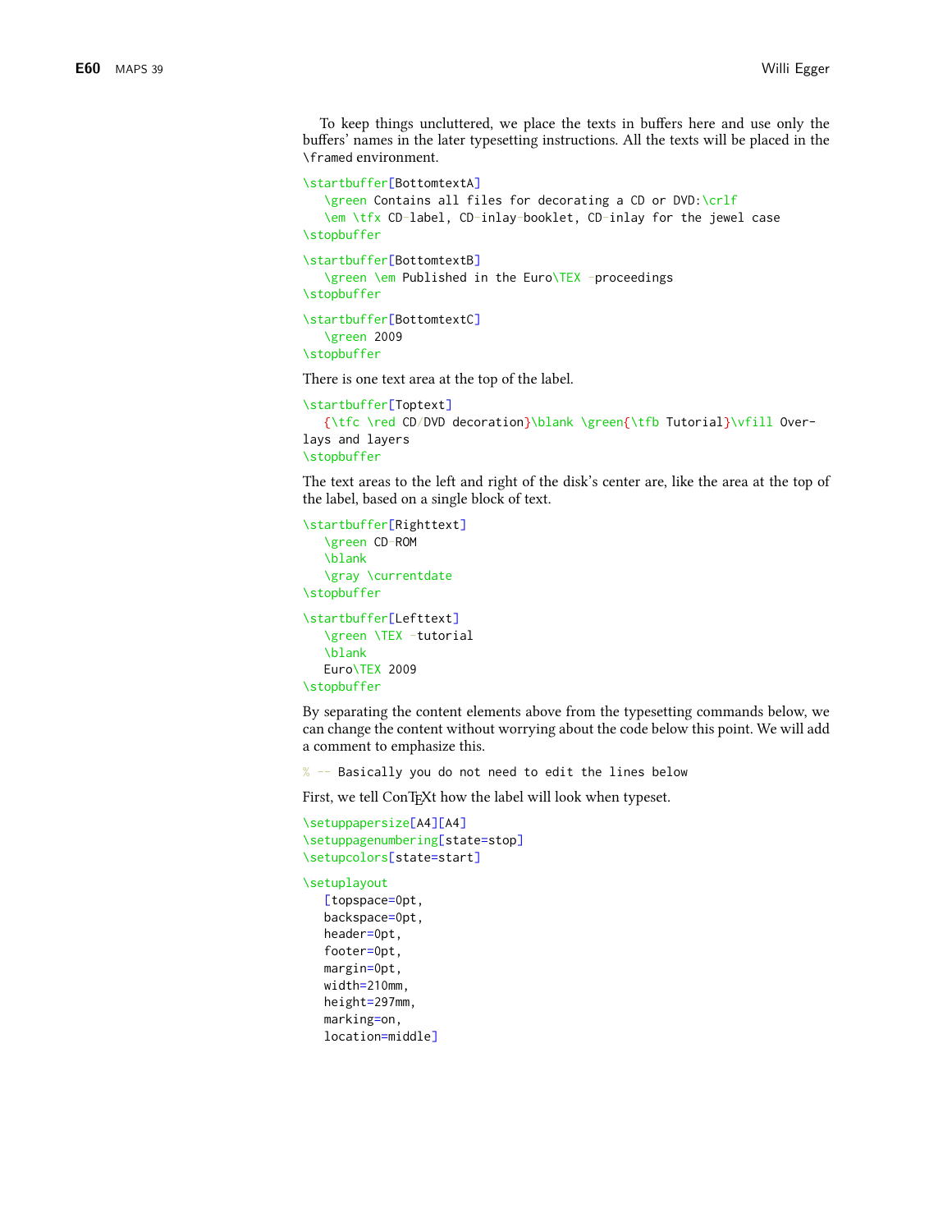To keep things uncluttered, we place the texts in buffers here and use only the buffers' names in the later typesetting instructions. All the texts will be placed in the `\framed` environment.

```
\startbuffer[BottomtextA]
   \green Contains all files for decorating a CD or DVD:\crlf
   \em \tfx CD-label, CD-inlay-booklet, CD-inlay for the jewel case
\stopbuffer
```

```
\startbuffer[BottomtextB]
   \green \em Published in the Euro\TEX -proceedings
\stopbuffer
```

```
\startbuffer[BottomtextC]
   \green 2009
\stopbuffer
```

There is one text area at the top of the label.

```
\startbuffer[Toptext]
   {\tfc \red CD/DVD decoration}\blank \green{\tfb Tutorial}\vfill Over-
lays and layers
\stopbuffer
```

The text areas to the left and right of the disk's center are, like the area at the top of the label, based on a single block of text.

```
\startbuffer[Righttext]
   \green CD-ROM
   \blank
   \gray \currentdate
\stopbuffer
```

```
\startbuffer[Lefttext]
   \green \TEX -tutorial
   \blank
   Euro\TEX 2009
\stopbuffer
```

By separating the content elements above from the typesetting commands below, we can change the content without worrying about the code below this point. We will add a comment to emphasize this.

```
% -- Basically you do not need to edit the lines below
```

First, we tell ConTEXt how the label will look when typeset.

```
\setuppapersize[A4][A4]
\setuppagenumbering[state=stop]
\setupcolors[state=start]
```

```
\setuplayout
   [topspace=0pt,
   backspace=0pt,
   header=0pt,
   footer=0pt,
   margin=0pt,
   width=210mm,
   height=297mm,
   marking=on,
   location=middle]
```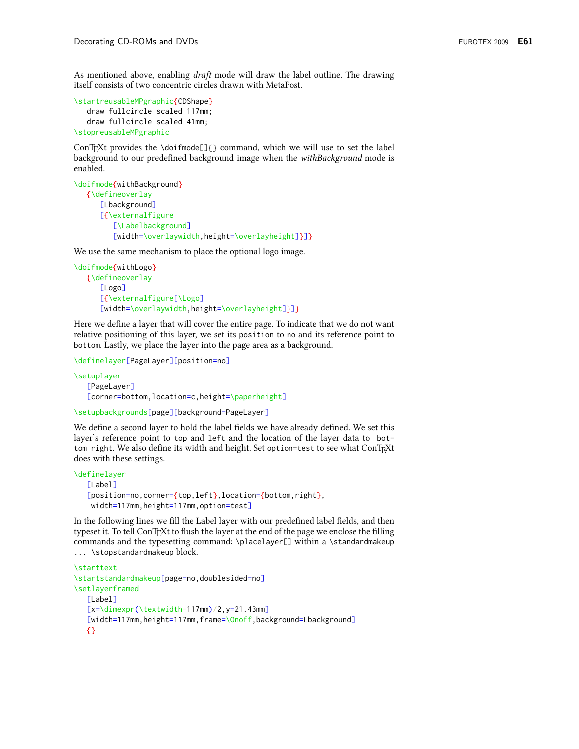As mentioned above, enabling *draft* mode will draw the label outline. The drawing itself consists of two concentric circles drawn with MetaPost.

```
\startreusableMPgraphic{CDShape}
   draw fullcircle scaled 117mm;
   draw fullcircle scaled 41mm;
\stopreusableMPgraphic
```

ConTEXt provides the `\doifmode[]{}` command, which we will use to set the label background to our predefined background image when the *withBackground* mode is enabled.

```
\doifmode{withBackground}
   {\defineoverlay
      [Lbackground]
      [{\externalfigure
         [\Labelbackground]
         [width=\overlaywidth,height=\overlayheight]}]}
```

We use the same mechanism to place the optional logo image.

```
\doifmode{withLogo}
   {\defineoverlay
      [Logo]
      [{\externalfigure[\Logo]
      [width=\overlaywidth,height=\overlayheight]}]}
```

Here we define a layer that will cover the entire page. To indicate that we do not want relative positioning of this layer, we set its `position` to `no` and its reference point to `bottom`. Lastly, we place the layer into the page area as a background.

```
\definelayer[PageLayer][position=no]

\setuplayer
   [PageLayer]
   [corner=bottom,location=c,height=\paperheight]

\setupbackgrounds[page][background=PageLayer]
```

We define a second layer to hold the label fields we have already defined. We set this layer's reference point to `top` and `left` and the location of the layer data to `bottom right`. We also define its width and height. Set `option=test` to see what ConTEXt does with these settings.

```
\definelayer
   [Label]
   [position=no,corner={top,left},location={bottom,right},
    width=117mm,height=117mm,option=test]
```

In the following lines we fill the Label layer with our predefined label fields, and then typeset it. To tell ConTEXt to flush the layer at the end of the page we enclose the filling commands and the typesetting command: `\placelayer[]` within a `\standardmakeup ... \stopstandardmakeup` block.

```
\starttext
\startstandardmakeup[page=no,doublesided=no]
\setlayerframed
   [Label]
   [x=\dimexpr(\textwidth-117mm)/2,y=21.43mm]
   [width=117mm,height=117mm,frame=\Onoff,background=Lbackground]
   {}
```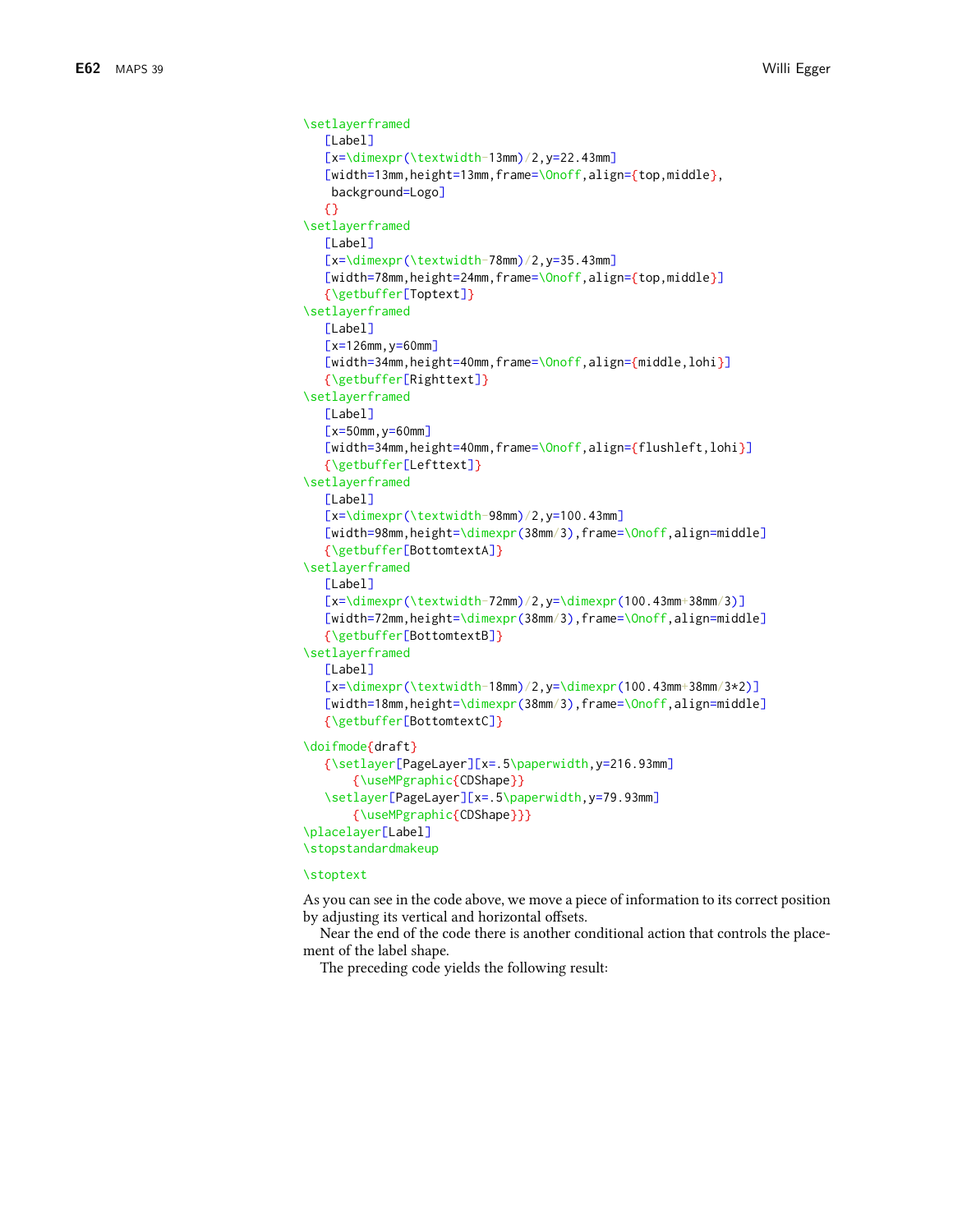```
\setlayerframed
   [Label]
   [x=\dimexpr(\textwidth-13mm)/2,y=22.43mm]
   [width=13mm,height=13mm,frame=\Onoff,align={top,middle},
    background=Logo]
   {}
\setlayerframed
   [Label]
   [x=\dimexpr(\textwidth-78mm)/2,y=35.43mm]
   [width=78mm,height=24mm,frame=\Onoff,align={top,middle}]
   {\getbuffer[Toptext]}
\setlayerframed
   [Label]
   [x=126mm,y=60mm]
   [width=34mm,height=40mm,frame=\Onoff,align={middle,lohi}]
   {\getbuffer[Righttext]}
\setlayerframed
   [Label]
   [x=50mm,y=60mm]
   [width=34mm,height=40mm,frame=\Onoff,align={flushleft,lohi}]
   {\getbuffer[Lefttext]}
\setlayerframed
   [Label]
   [x=\dimexpr(\textwidth-98mm)/2,y=100.43mm]
   [width=98mm,height=\dimexpr(38mm/3),frame=\Onoff,align=middle]
   {\getbuffer[BottomtextA]}
\setlayerframed
   [Label]
   [x=\dimexpr(\textwidth-72mm)/2,y=\dimexpr(100.43mm+38mm/3)]
   [width=72mm,height=\dimexpr(38mm/3),frame=\Onoff,align=middle]
   {\getbuffer[BottomtextB]}
\setlayerframed
   [Label]
   [x=\dimexpr(\textwidth-18mm)/2,y=\dimexpr(100.43mm+38mm/3*2)]
   [width=18mm,height=\dimexpr(38mm/3),frame=\Onoff,align=middle]
   {\getbuffer[BottomtextC]}

\doifmode{draft}
   {\setlayer[PageLayer][x=.5\paperwidth,y=216.93mm]
       {\useMPgraphic{CDShape}}
   \setlayer[PageLayer][x=.5\paperwidth,y=79.93mm]
       {\useMPgraphic{CDShape}}}
\placelayer[Label]
\stopstandardmakeup

\stoptext
```

As you can see in the code above, we move a piece of information to its correct position by adjusting its vertical and horizontal offsets.

Near the end of the code there is another conditional action that controls the placement of the label shape.

The preceding code yields the following result: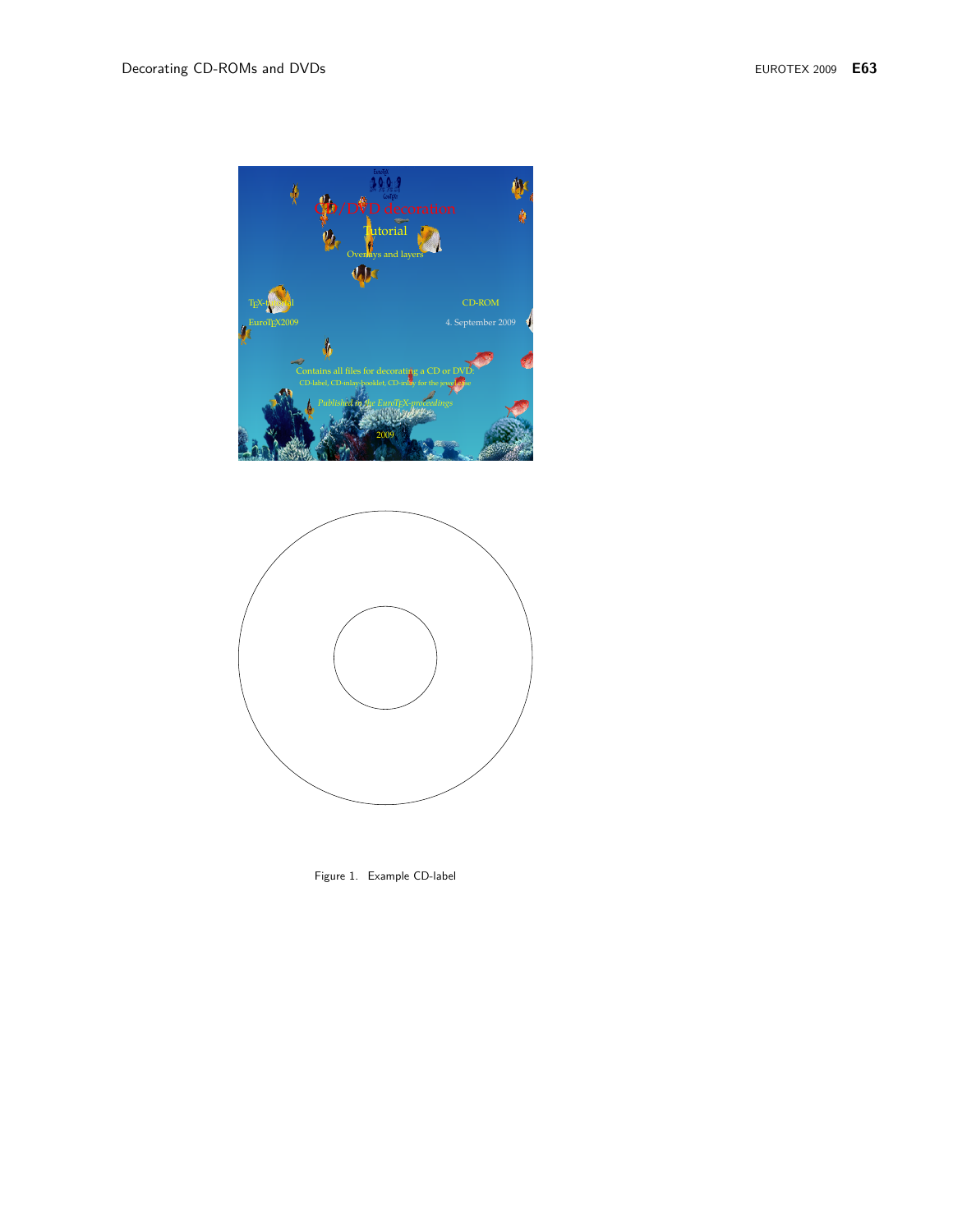Figure 1. Example CD-label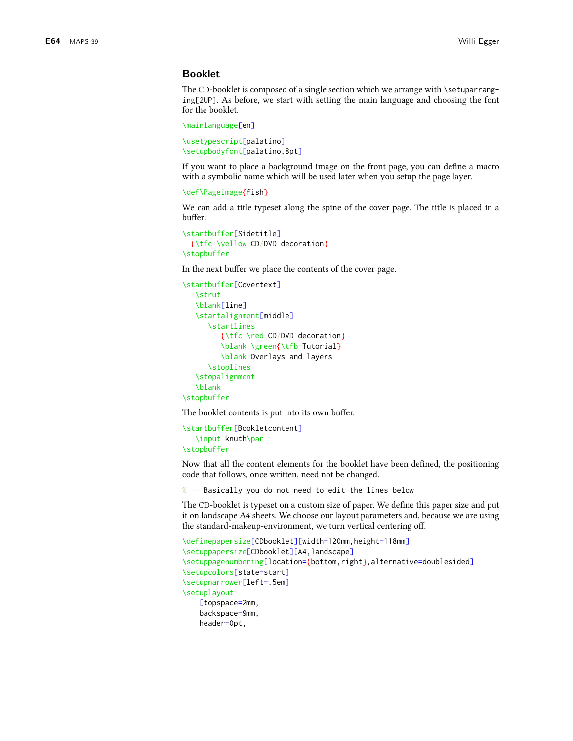## Booklet

The CD-booklet is composed of a single section which we arrange with `\setuparranging[2UP]`. As before, we start with setting the main language and choosing the font for the booklet.

```
\mainlanguage[en]
```

```
\usetypescript[palatino]
\setupbodyfont[palatino,8pt]
```

If you want to place a background image on the front page, you can define a macro with a symbolic name which will be used later when you setup the page layer.

```
\def\Pageimage{fish}
```

We can add a title typeset along the spine of the cover page. The title is placed in a buffer:

```
\startbuffer[Sidetitle]
  {\tfc \yellow CD/DVD decoration}
\stopbuffer
```

In the next buffer we place the contents of the cover page.

```
\startbuffer[Covertext]
   \strut
   \blank[line]
   \startalignment[middle]
      \startlines
         {\tfc \red CD/DVD decoration}
         \blank \green{\tfb Tutorial}
         \blank Overlays and layers
      \stoplines
   \stopalignment
   \blank
\stopbuffer
```

The booklet contents is put into its own buffer.

```
\startbuffer[Bookletcontent]
   \input knuth\par
\stopbuffer
```

Now that all the content elements for the booklet have been defined, the positioning code that follows, once written, need not be changed.

```
% -- Basically you do not need to edit the lines below
```

The CD-booklet is typeset on a custom size of paper. We define this paper size and put it on landscape A4 sheets. We choose our layout parameters and, because we are using the standard-makeup-environment, we turn vertical centering off.

```
\definepapersize[CDbooklet][width=120mm,height=118mm]
\setuppapersize[CDbooklet][A4,landscape]
\setuppagenumbering[location={bottom,right},alternative=doublesided]
\setupcolors[state=start]
\setupnarrower[left=.5em]
\setuplayout
    [topspace=2mm,
    backspace=9mm,
    header=0pt,
```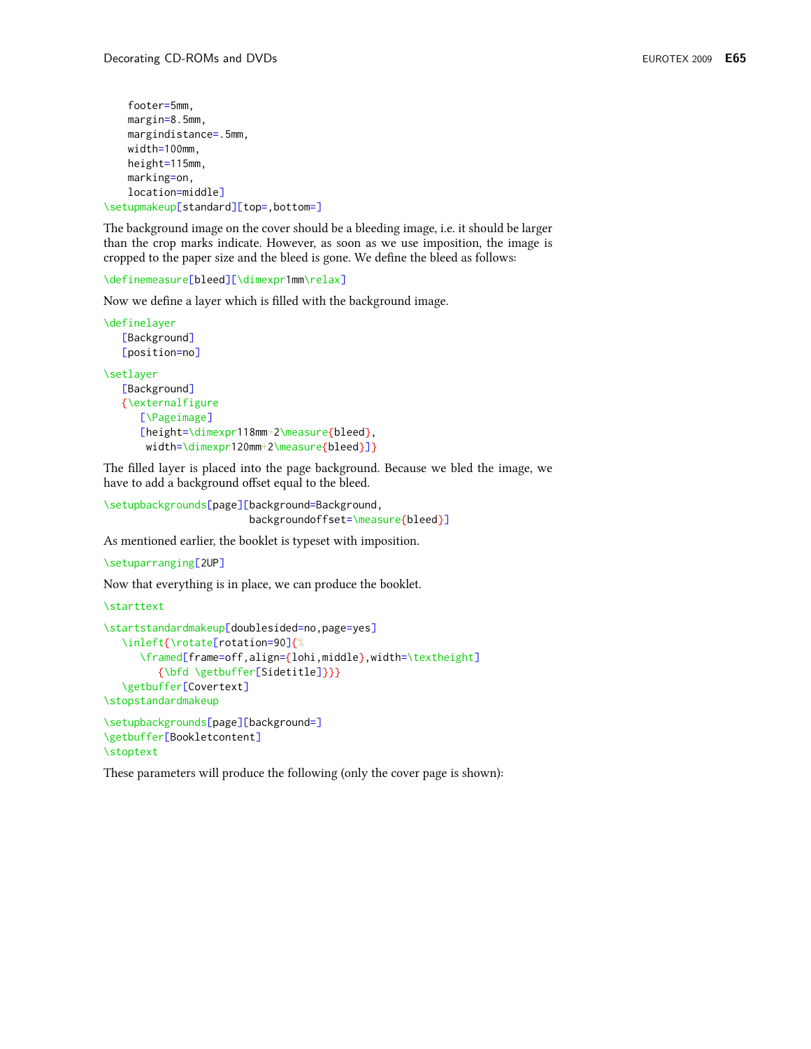```
    footer=5mm,
    margin=8.5mm,
    margindistance=.5mm,
    width=100mm,
    height=115mm,
    marking=on,
    location=middle]
\setupmakeup[standard][top=,bottom=]
```

The background image on the cover should be a bleeding image, i.e. it should be larger than the crop marks indicate. However, as soon as we use imposition, the image is cropped to the paper size and the bleed is gone. We define the bleed as follows:

```
\definemeasure[bleed][\dimexpr1mm\relax]
```

Now we define a layer which is filled with the background image.

```
\definelayer
   [Background]
   [position=no]

\setlayer
   [Background]
   {\externalfigure
      [\Pageimage]
      [height=\dimexpr118mm+2\measure{bleed},
       width=\dimexpr120mm+2\measure{bleed}]}
```

The filled layer is placed into the page background. Because we bled the image, we have to add a background offset equal to the bleed.

```
\setupbackgrounds[page][background=Background,
                        backgroundoffset=\measure{bleed}]
```

As mentioned earlier, the booklet is typeset with imposition.

```
\setuparranging[2UP]
```

Now that everything is in place, we can produce the booklet.

```
\starttext

\startstandardmakeup[doublesided=no,page=yes]
   \inleft{\rotate[rotation=90]{%
      \framed[frame=off,align={lohi,middle},width=\textheight]
         {\bfd \getbuffer[Sidetitle]}}}
   \getbuffer[Covertext]
\stopstandardmakeup

\setupbackgrounds[page][background=]
\getbuffer[Bookletcontent]
\stoptext
```

These parameters will produce the following (only the cover page is shown):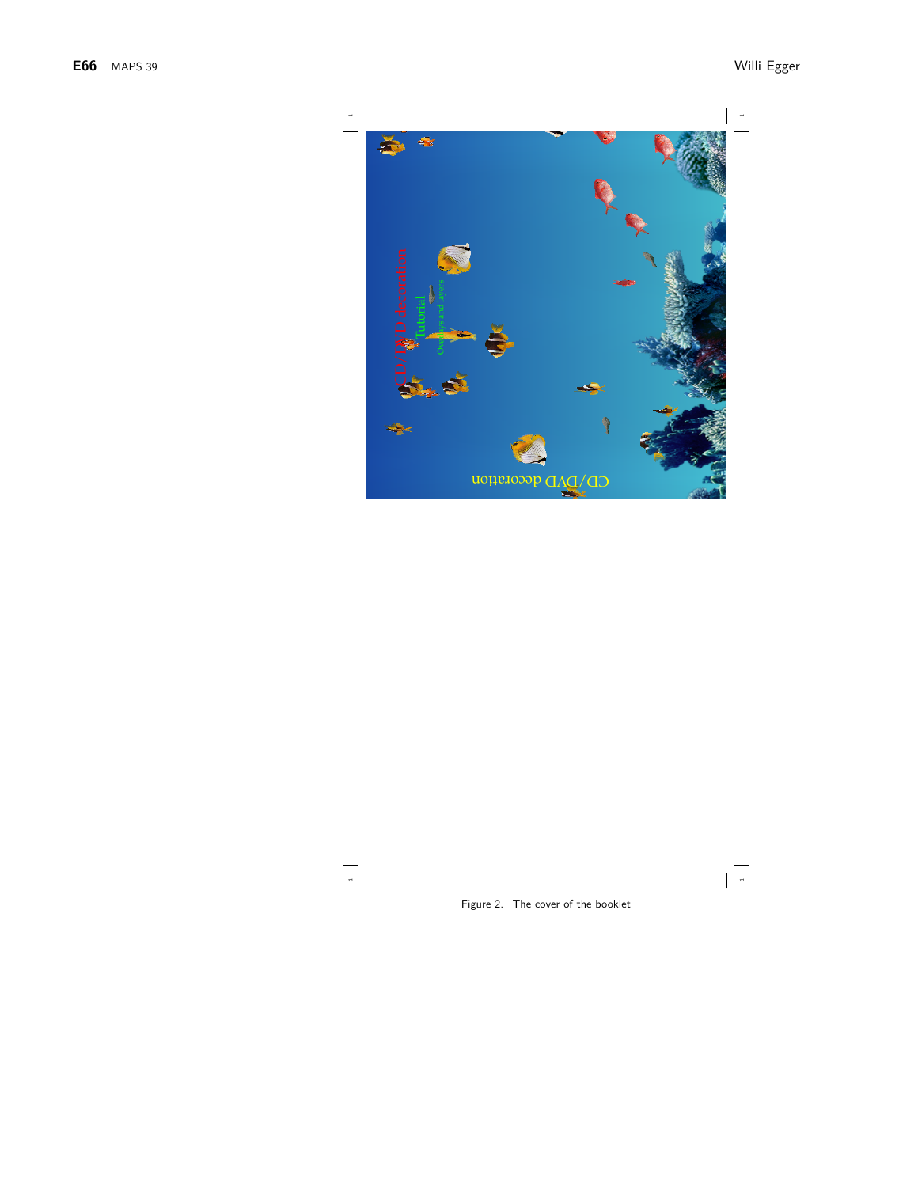Figure 2. The cover of the booklet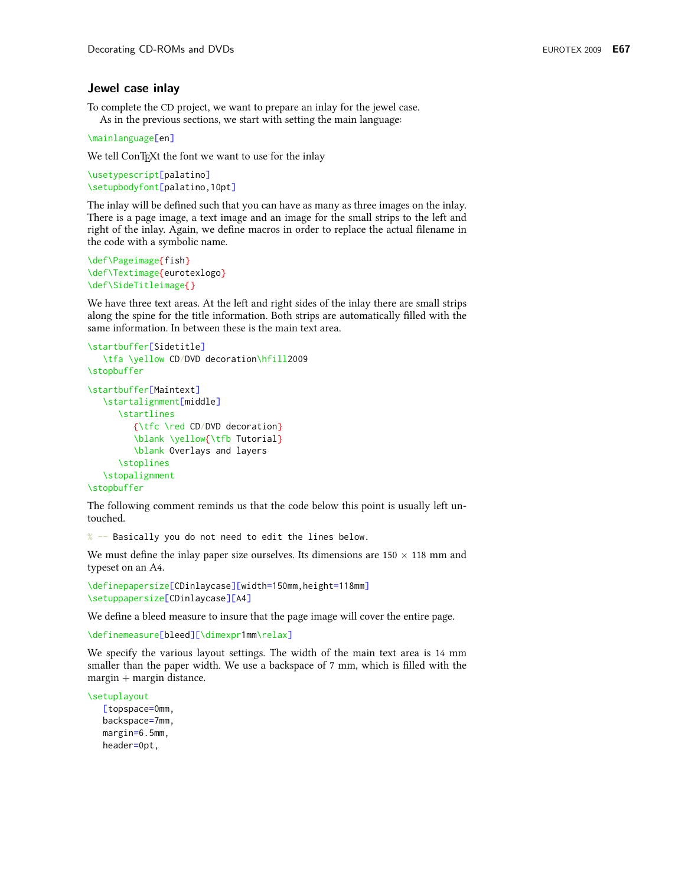## Jewel case inlay

To complete the CD project, we want to prepare an inlay for the jewel case.

As in the previous sections, we start with setting the main language:

```
\mainlanguage[en]
```

We tell ConTEXt the font we want to use for the inlay

```
\usetypescript[palatino]
\setupbodyfont[palatino,10pt]
```

The inlay will be defined such that you can have as many as three images on the inlay. There is a page image, a text image and an image for the small strips to the left and right of the inlay. Again, we define macros in order to replace the actual filename in the code with a symbolic name.

```
\def\Pageimage{fish}
\def\Textimage{eurotexlogo}
\def\SideTitleimage{}
```

We have three text areas. At the left and right sides of the inlay there are small strips along the spine for the title information. Both strips are automatically filled with the same information. In between these is the main text area.

```
\startbuffer[Sidetitle]
   \tfa \yellow CD/DVD decoration\hfill2009
\stopbuffer

\startbuffer[Maintext]
   \startalignment[middle]
      \startlines
         {\tfc \red CD/DVD decoration}
         \blank \yellow{\tfb Tutorial}
         \blank Overlays and layers
      \stoplines
   \stopalignment
\stopbuffer
```

The following comment reminds us that the code below this point is usually left untouched.

```
% -- Basically you do not need to edit the lines below.
```

We must define the inlay paper size ourselves. Its dimensions are $150 \times 118$ mm and typeset on an A4.

```
\definepapersize[CDinlaycase][width=150mm,height=118mm]
\setuppapersize[CDinlaycase][A4]
```

We define a bleed measure to insure that the page image will cover the entire page.

```
\definemeasure[bleed][\dimexpr1mm\relax]
```

We specify the various layout settings. The width of the main text area is 14 mm smaller than the paper width. We use a backspace of 7 mm, which is filled with the margin + margin distance.

```
\setuplayout
   [topspace=0mm,
   backspace=7mm,
   margin=6.5mm,
   header=0pt,
```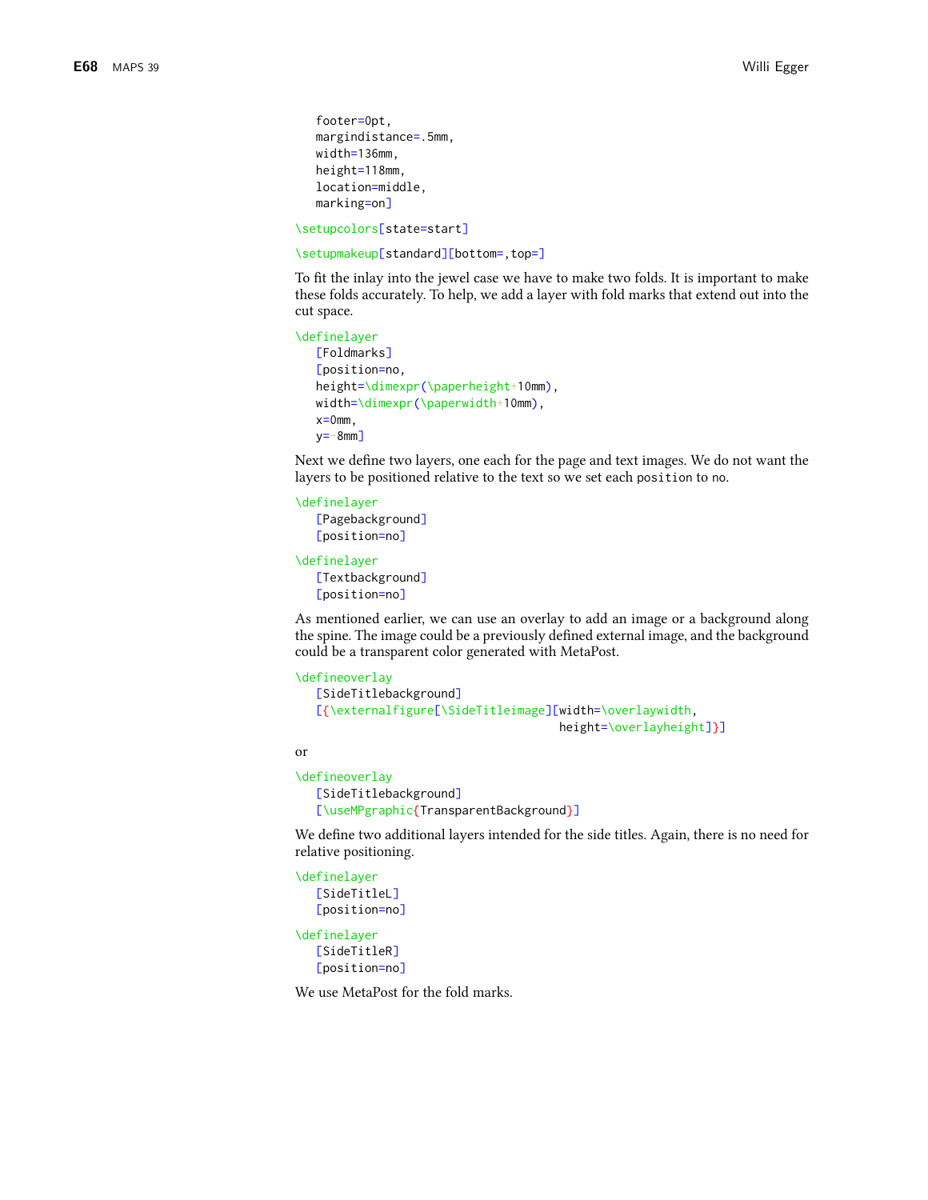```
   footer=0pt,
   margindistance=.5mm,
   width=136mm,
   height=118mm,
   location=middle,
   marking=on]
```

```
\setupcolors[state=start]
```

```
\setupmakeup[standard][bottom=,top=]
```

To fit the inlay into the jewel case we have to make two folds. It is important to make these folds accurately. To help, we add a layer with fold marks that extend out into the cut space.

```
\definelayer
   [Foldmarks]
   [position=no,
   height=\dimexpr(\paperheight+10mm),
   width=\dimexpr(\paperwidth+10mm),
   x=0mm,
   y=-8mm]
```

Next we define two layers, one each for the page and text images. We do not want the layers to be positioned relative to the text so we set each `position` to `no`.

```
\definelayer
   [Pagebackground]
   [position=no]
```

```
\definelayer
   [Textbackground]
   [position=no]
```

As mentioned earlier, we can use an overlay to add an image or a background along the spine. The image could be a previously defined external image, and the background could be a transparent color generated with MetaPost.

```
\defineoverlay
   [SideTitlebackground]
   [{\externalfigure[\SideTitleimage][width=\overlaywidth,
                                       height=\overlayheight]}]
```

or

```
\defineoverlay
   [SideTitlebackground]
   [\useMPgraphic{TransparentBackground}]
```

We define two additional layers intended for the side titles. Again, there is no need for relative positioning.

```
\definelayer
   [SideTitleL]
   [position=no]
```

```
\definelayer
   [SideTitleR]
   [position=no]
```

We use MetaPost for the fold marks.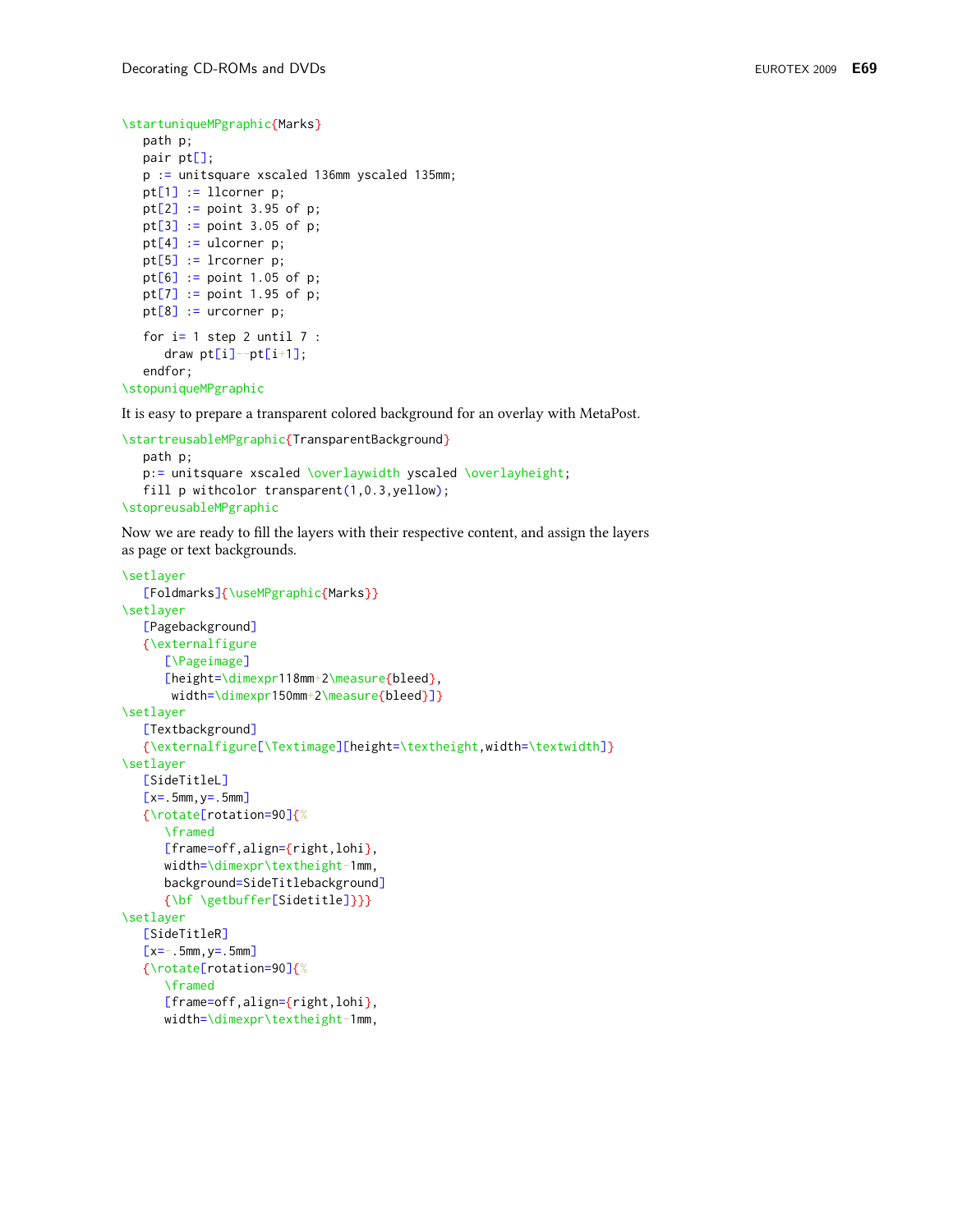```
\startuniqueMPgraphic{Marks}
   path p;
   pair pt[];
   p := unitsquare xscaled 136mm yscaled 135mm;
   pt[1] := llcorner p;
   pt[2] := point 3.95 of p;
   pt[3] := point 3.05 of p;
   pt[4] := ulcorner p;
   pt[5] := lrcorner p;
   pt[6] := point 1.05 of p;
   pt[7] := point 1.95 of p;
   pt[8] := urcorner p;

   for i= 1 step 2 until 7 :
      draw pt[i]--pt[i+1];
   endfor;
\stopuniqueMPgraphic
```

It is easy to prepare a transparent colored background for an overlay with MetaPost.

```
\startreusableMPgraphic{TransparentBackground}
   path p;
   p:= unitsquare xscaled \overlaywidth yscaled \overlayheight;
   fill p withcolor transparent(1,0.3,yellow);
\stopreusableMPgraphic
```

Now we are ready to fill the layers with their respective content, and assign the layers as page or text backgrounds.

```
\setlayer
   [Foldmarks]{\useMPgraphic{Marks}}
\setlayer
   [Pagebackground]
   {\externalfigure
      [\Pageimage]
      [height=\dimexpr118mm+2\measure{bleed},
       width=\dimexpr150mm+2\measure{bleed}]}
\setlayer
   [Textbackground]
   {\externalfigure[\Textimage][height=\textheight,width=\textwidth]}
\setlayer
   [SideTitleL]
   [x=.5mm,y=.5mm]
   {\rotate[rotation=90]{%
      \framed
      [frame=off,align={right,lohi},
      width=\dimexpr\textheight-1mm,
      background=SideTitlebackground]
      {\bf \getbuffer[Sidetitle]}}}
\setlayer
   [SideTitleR]
   [x=-.5mm,y=.5mm]
   {\rotate[rotation=90]{%
      \framed
      [frame=off,align={right,lohi},
      width=\dimexpr\textheight-1mm,
```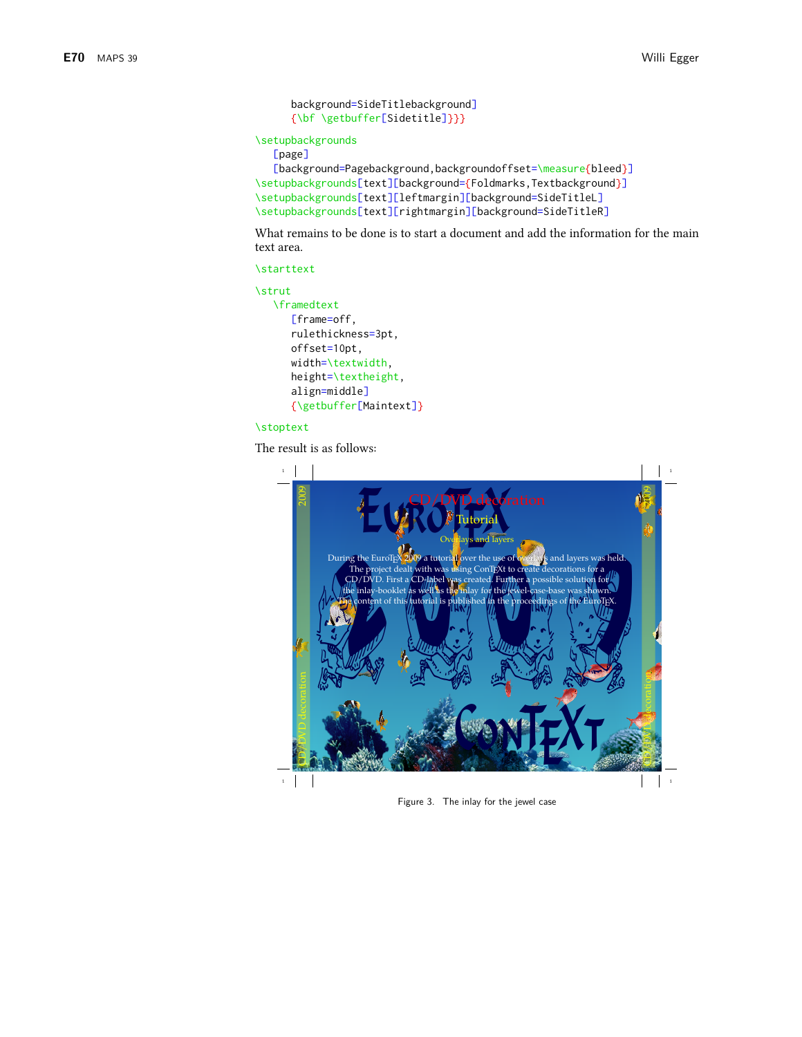```
    background=SideTitlebackground]
    {\bf \getbuffer[Sidetitle]}}}

\setupbackgrounds
  [page]
  [background=Pagebackground,backgroundoffset=\measure{bleed}]
\setupbackgrounds[text][background={Foldmarks,Textbackground}]
\setupbackgrounds[text][leftmargin][background=SideTitleL]
\setupbackgrounds[text][rightmargin][background=SideTitleR]
```

What remains to be done is to start a document and add the information for the main text area.

```
\starttext

\strut
  \framedtext
    [frame=off,
    rulethickness=3pt,
    offset=10pt,
    width=\textwidth,
    height=\textheight,
    align=middle]
    {\getbuffer[Maintext]}

\stoptext
```

The result is as follows:

Figure 3. The inlay for the jewel case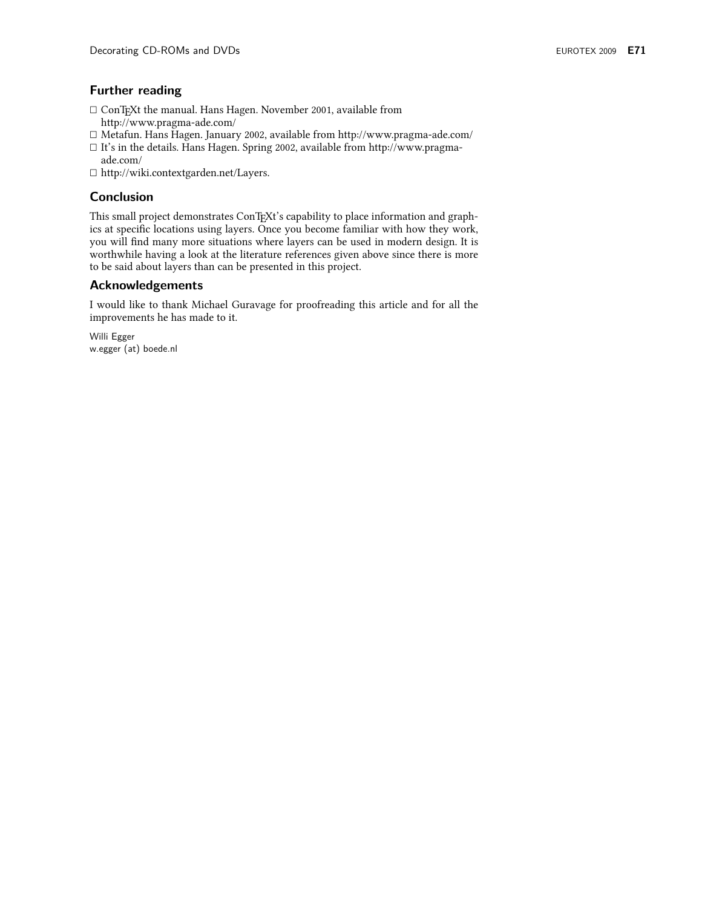## Further reading

- ConTEXt the manual. Hans Hagen. November 2001, available from http://www.pragma-ade.com/
- Metafun. Hans Hagen. January 2002, available from http://www.pragma-ade.com/
- It's in the details. Hans Hagen. Spring 2002, available from http://www.pragma-ade.com/
- http://wiki.contextgarden.net/Layers.

## Conclusion

This small project demonstrates ConTEXt's capability to place information and graphics at specific locations using layers. Once you become familiar with how they work, you will find many more situations where layers can be used in modern design. It is worthwhile having a look at the literature references given above since there is more to be said about layers than can be presented in this project.

## Acknowledgements

I would like to thank Michael Guravage for proofreading this article and for all the improvements he has made to it.

Willi Egger
w.egger (at) boede.nl